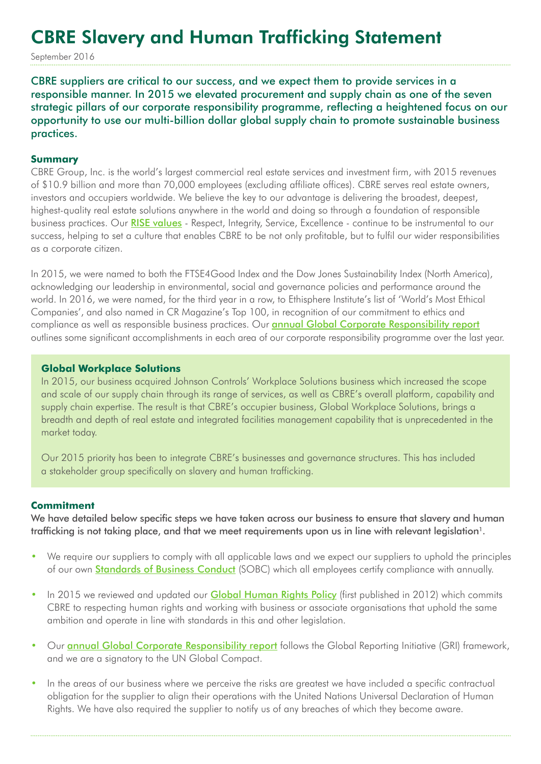# CBRE Slavery and Human Trafficking Statement

September 2016

CBRE suppliers are critical to our success, and we expect them to provide services in a responsible manner. In 2015 we elevated procurement and supply chain as one of the seven strategic pillars of our corporate responsibility programme, reflecting a heightened focus on our opportunity to use our multi-billion dollar global supply chain to promote sustainable business practices.

## Summary

CBRE Group, Inc. is the world's largest commercial real estate services and investment firm, with 2015 revenues of $10.9 billion and more than 70,000 employees (excluding affiliate offices). CBRE serves real estate owners, investors and occupiers worldwide. We believe the key to our advantage is delivering the broadest, deepest, highest-quality real estate solutions anywhere in the world and doing so through a foundation of responsible business practices. Our RISE values - Respect, Integrity, Service, Excellence - continue to be instrumental to our success, helping to set a culture that enables CBRE to be not only profitable, but to fulfil our wider responsibilities as a corporate citizen.

In 2015, we were named to both the FTSE4Good Index and the Dow Jones Sustainability Index (North America), acknowledging our leadership in environmental, social and governance policies and performance around the world. In 2016, we were named, for the third year in a row, to Ethisphere Institute's list of 'World's Most Ethical Companies', and also named in CR Magazine's Top 100, in recognition of our commitment to ethics and compliance as well as responsible business practices. Our annual Global Corporate Responsibility report outlines some significant accomplishments in each area of our corporate responsibility programme over the last year.

### Global Workplace Solutions

In 2015, our business acquired Johnson Controls' Workplace Solutions business which increased the scope and scale of our supply chain through its range of services, as well as CBRE's overall platform, capability and supply chain expertise. The result is that CBRE's occupier business, Global Workplace Solutions, brings a breadth and depth of real estate and integrated facilities management capability that is unprecedented in the market today.

Our 2015 priority has been to integrate CBRE's businesses and governance structures. This has included a stakeholder group specifically on slavery and human trafficking.

## Commitment

We have detailed below specific steps we have taken across our business to ensure that slavery and human trafficking is not taking place, and that we meet requirements upon us in line with relevant legislation[1].

- We require our suppliers to comply with all applicable laws and we expect our suppliers to uphold the principles of our own Standards of Business Conduct (SOBC) which all employees certify compliance with annually.
- In 2015 we reviewed and updated our Global Human Rights Policy (first published in 2012) which commits CBRE to respecting human rights and working with business or associate organisations that uphold the same ambition and operate in line with standards in this and other legislation.
- Our annual Global Corporate Responsibility report follows the Global Reporting Initiative (GRI) framework, and we are a signatory to the UN Global Compact.
- In the areas of our business where we perceive the risks are greatest we have included a specific contractual obligation for the supplier to align their operations with the United Nations Universal Declaration of Human Rights. We have also required the supplier to notify us of any breaches of which they become aware.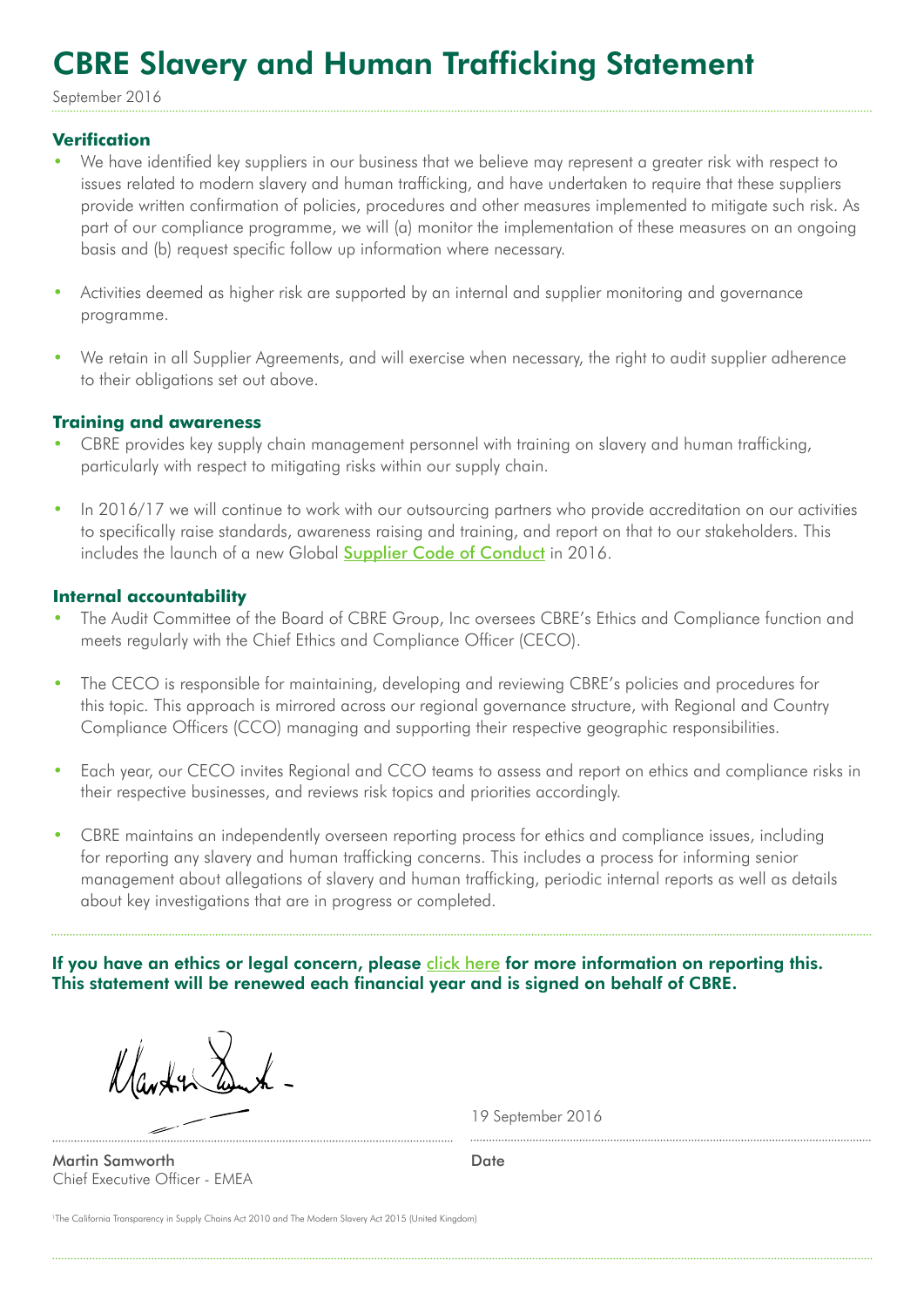# CBRE Slavery and Human Trafficking Statement

September 2016

**Verification**

- We have identified key suppliers in our business that we believe may represent a greater risk with respect to issues related to modern slavery and human trafficking, and have undertaken to require that these suppliers provide written confirmation of policies, procedures and other measures implemented to mitigate such risk. As part of our compliance programme, we will (a) monitor the implementation of these measures on an ongoing basis and (b) request specific follow up information where necessary.
- Activities deemed as higher risk are supported by an internal and supplier monitoring and governance programme.
- We retain in all Supplier Agreements, and will exercise when necessary, the right to audit supplier adherence to their obligations set out above.

**Training and awareness**

- CBRE provides key supply chain management personnel with training on slavery and human trafficking, particularly with respect to mitigating risks within our supply chain.
- In 2016/17 we will continue to work with our outsourcing partners who provide accreditation on our activities to specifically raise standards, awareness raising and training, and report on that to our stakeholders. This includes the launch of a new Global Supplier Code of Conduct in 2016.

**Internal accountability**

- The Audit Committee of the Board of CBRE Group, Inc oversees CBRE's Ethics and Compliance function and meets regularly with the Chief Ethics and Compliance Officer (CECO).
- The CECO is responsible for maintaining, developing and reviewing CBRE's policies and procedures for this topic. This approach is mirrored across our regional governance structure, with Regional and Country Compliance Officers (CCO) managing and supporting their respective geographic responsibilities.
- Each year, our CECO invites Regional and CCO teams to assess and report on ethics and compliance risks in their respective businesses, and reviews risk topics and priorities accordingly.
- CBRE maintains an independently overseen reporting process for ethics and compliance issues, including for reporting any slavery and human trafficking concerns. This includes a process for informing senior management about allegations of slavery and human trafficking, periodic internal reports as well as details about key investigations that are in progress or completed.

**If you have an ethics or legal concern, please click here for more information on reporting this. This statement will be renewed each financial year and is signed on behalf of CBRE.**

Martin Samworth
Chief Executive Officer - EMEA

19 September 2016
Date

[1]The California Transparency in Supply Chains Act 2010 and The Modern Slavery Act 2015 (United Kingdom)